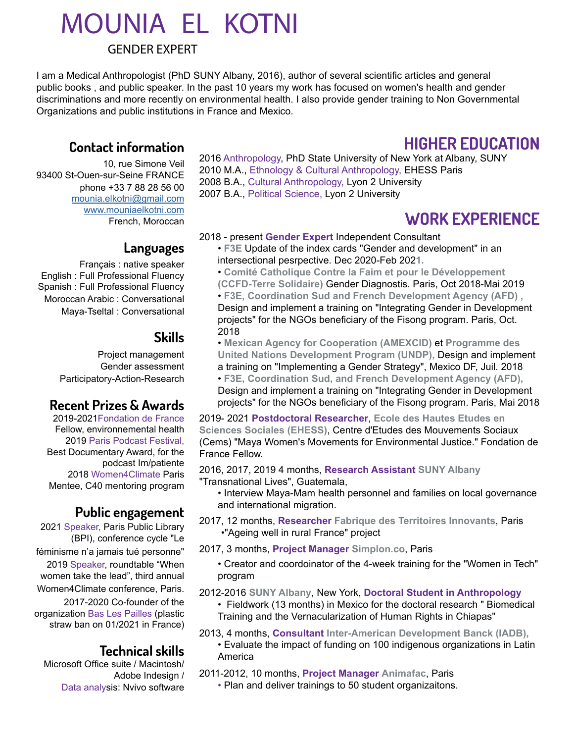# MOUNIA EL KOTNI

GENDER EXPERT

I am a Medical Anthropologist (PhD SUNY Albany, 2016), author of several scientific articles and general public books , and public speaker. In the past 10 years my work has focused on women's health and gender discriminations and more recently on environmental health. I also provide gender training to Non Governmental Organizations and public institutions in France and Mexico.

## Contact information

10, rue Simone Veil
93400 St-Ouen-sur-Seine FRANCE
phone +33 7 88 28 56 00
mounia.elkotni@gmail.com
www.mouniaelkotni.com
French, Moroccan

## Languages

Français : native speaker
English : Full Professional Fluency
Spanish : Full Professional Fluency
Moroccan Arabic : Conversational
Maya-Tseltal : Conversational

## Skills

Project management
Gender assessment
Participatory-Action-Research

## Recent Prizes & Awards

2019-2021Fondation de France Fellow, environnemental health
2019 Paris Podcast Festival, Best Documentary Award, for the podcast Im/patiente
2018 Women4Climate Paris Mentee, C40 mentoring program

## Public engagement

2021 Speaker, Paris Public Library (BPI), conference cycle "Le féminisme n'a jamais tué personne"
2019 Speaker, roundtable “When women take the lead”, third annual Women4Climate conference, Paris.
2017-2020 Co-founder of the organization Bas Les Pailles (plastic straw ban on 01/2021 in France)

## Technical skills

Microsoft Office suite / Macintosh/ Adobe Indesign /
Data analysis: Nvivo software

## HIGHER EDUCATION

2016 Anthropology, PhD State University of New York at Albany, SUNY
2010 M.A., Ethnology & Cultural Anthropology, EHESS Paris
2008 B.A., Cultural Anthropology, Lyon 2 University
2007 B.A., Political Science, Lyon 2 University

## WORK EXPERIENCE

2018 - present **Gender Expert** Independent Consultant

- **F3E** Update of the index cards "Gender and development" in an intersectional pesrpective. Dec 2020-Feb 2021.
- **Comité Catholique Contre la Faim et pour le Développement (CCFD-Terre Solidaire)** Gender Diagnostis. Paris, Oct 2018-Mai 2019
- **F3E, Coordination Sud and French Development Agency (AFD) ,** Design and implement a training on "Integrating Gender in Development projects" for the NGOs beneficiary of the Fisong program. Paris, Oct. 2018
- **Mexican Agency for Cooperation (AMEXCID)** et **Programme des United Nations Development Program (UNDP),** Design and implement a training on "Implementing a Gender Strategy", Mexico DF, Juil. 2018
- **F3E, Coordination Sud, and French Development Agency (AFD),** Design and implement a training on "Integrating Gender in Development projects" for the NGOs beneficiary of the Fisong program. Paris, Mai 2018

2019- 2021 **Postdoctoral Researcher**, **Ecole des Hautes Etudes en Sciences Sociales (EHESS)**, Centre d'Etudes des Mouvements Sociaux (Cems) "Maya Women's Movements for Environmental Justice." Fondation de France Fellow.

2016, 2017, 2019 4 months, **Research Assistant** **SUNY Albany** "Transnational Lives", Guatemala,

- Interview Maya-Mam health personnel and families on local governance and international migration.

2017, 12 months, **Researcher** **Fabrique des Territoires Innovants**, Paris

- "Ageing well in rural France" project

2017, 3 months, **Project Manager** **Simplon.co**, Paris

- Creator and coordoinator of the 4-week training for the "Women in Tech" program

2012-2016 **SUNY Albany**, New York, **Doctoral Student in Anthropology**

- Fieldwork (13 months) in Mexico for the doctoral research " Biomedical Training and the Vernacularization of Human Rights in Chiapas"

2013, 4 months, **Consultant** **Inter-American Development Banck (IADB),**

- Evaluate the impact of funding on 100 indigenous organizations in Latin America

2011-2012, 10 months, **Project Manager** **Animafac**, Paris

- Plan and deliver trainings to 50 student organizaitons.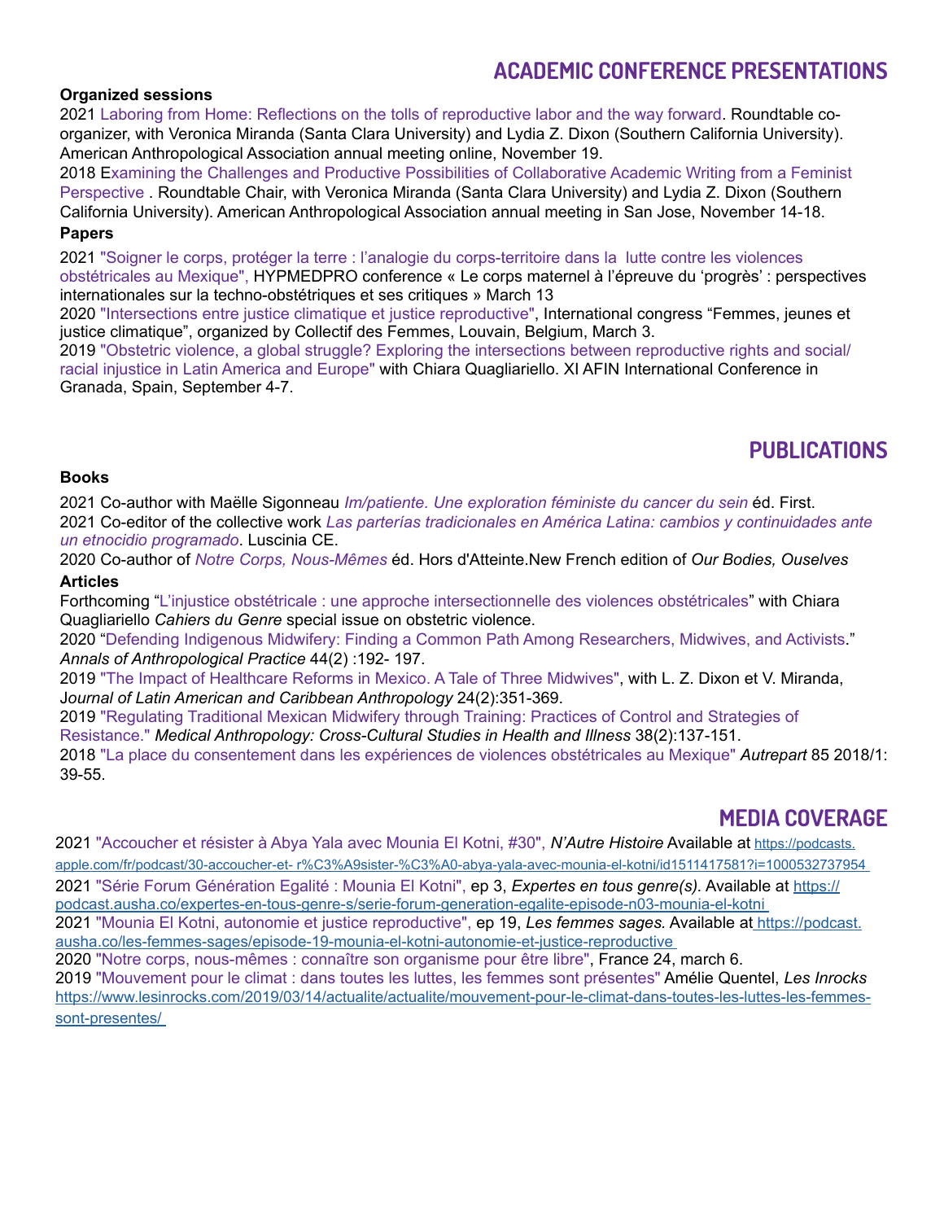## ACADEMIC CONFERENCE PRESENTATIONS

**Organized sessions**

2021 Laboring from Home: Reflections on the tolls of reproductive labor and the way forward. Roundtable co-organizer, with Veronica Miranda (Santa Clara University) and Lydia Z. Dixon (Southern California University). American Anthropological Association annual meeting online, November 19.

2018 Examining the Challenges and Productive Possibilities of Collaborative Academic Writing from a Feminist Perspective . Roundtable Chair, with Veronica Miranda (Santa Clara University) and Lydia Z. Dixon (Southern California University). American Anthropological Association annual meeting in San Jose, November 14-18.

**Papers**

2021 "Soigner le corps, protéger la terre : l'analogie du corps-territoire dans la lutte contre les violences obstétricales au Mexique", HYPMEDPRO conference « Le corps maternel à l'épreuve du 'progrès' : perspectives internationales sur la techno-obstétriques et ses critiques » March 13

2020 "Intersections entre justice climatique et justice reproductive", International congress "Femmes, jeunes et justice climatique", organized by Collectif des Femmes, Louvain, Belgium, March 3.

2019 "Obstetric violence, a global struggle? Exploring the intersections between reproductive rights and social/racial injustice in Latin America and Europe" with Chiara Quagliariello. XI AFIN International Conference in Granada, Spain, September 4-7.

## PUBLICATIONS

**Books**

2021 Co-author with Maëlle Sigonneau *Im/patiente. Une exploration féministe du cancer du sein* éd. First.

2021 Co-editor of the collective work *Las parterías tradicionales en América Latina: cambios y continuidades ante un etnocidio programado*. Luscinia CE.

2020 Co-author of *Notre Corps, Nous-Mêmes* éd. Hors d'Atteinte.New French edition of *Our Bodies, Ouselves*

**Articles**

Forthcoming "L'injustice obstétricale : une approche intersectionnelle des violences obstétricales" with Chiara Quagliariello *Cahiers du Genre* special issue on obstetric violence.

2020 "Defending Indigenous Midwifery: Finding a Common Path Among Researchers, Midwives, and Activists." *Annals of Anthropological Practice* 44(2) :192- 197.

2019 "The Impact of Healthcare Reforms in Mexico. A Tale of Three Midwives", with L. Z. Dixon et V. Miranda, *Journal of Latin American and Caribbean Anthropology* 24(2):351-369.

2019 "Regulating Traditional Mexican Midwifery through Training: Practices of Control and Strategies of Resistance." *Medical Anthropology: Cross-Cultural Studies in Health and Illness* 38(2):137-151.

2018 "La place du consentement dans les expériences de violences obstétricales au Mexique" *Autrepart* 85 2018/1: 39-55.

## MEDIA COVERAGE

2021 "Accoucher et résister à Abya Yala avec Mounia El Kotni, #30", *N'Autre Histoire* Available at https://podcasts.apple.com/fr/podcast/30-accoucher-et- r%C3%A9sister-%C3%A0-abya-yala-avec-mounia-el-kotni/id1511417581?i=1000532737954

2021 "Série Forum Génération Egalité : Mounia El Kotni", ep 3, *Expertes en tous genre(s)*. Available at https://podcast.ausha.co/expertes-en-tous-genre-s/serie-forum-generation-egalite-episode-n03-mounia-el-kotni

2021 "Mounia El Kotni, autonomie et justice reproductive", ep 19, *Les femmes sages*. Available at https://podcast.ausha.co/les-femmes-sages/episode-19-mounia-el-kotni-autonomie-et-justice-reproductive

2020 "Notre corps, nous-mêmes : connaître son organisme pour être libre", France 24, march 6.

2019 "Mouvement pour le climat : dans toutes les luttes, les femmes sont présentes" Amélie Quentel, *Les Inrocks* https://www.lesinrocks.com/2019/03/14/actualite/actualite/mouvement-pour-le-climat-dans-toutes-les-luttes-les-femmes-sont-presentes/